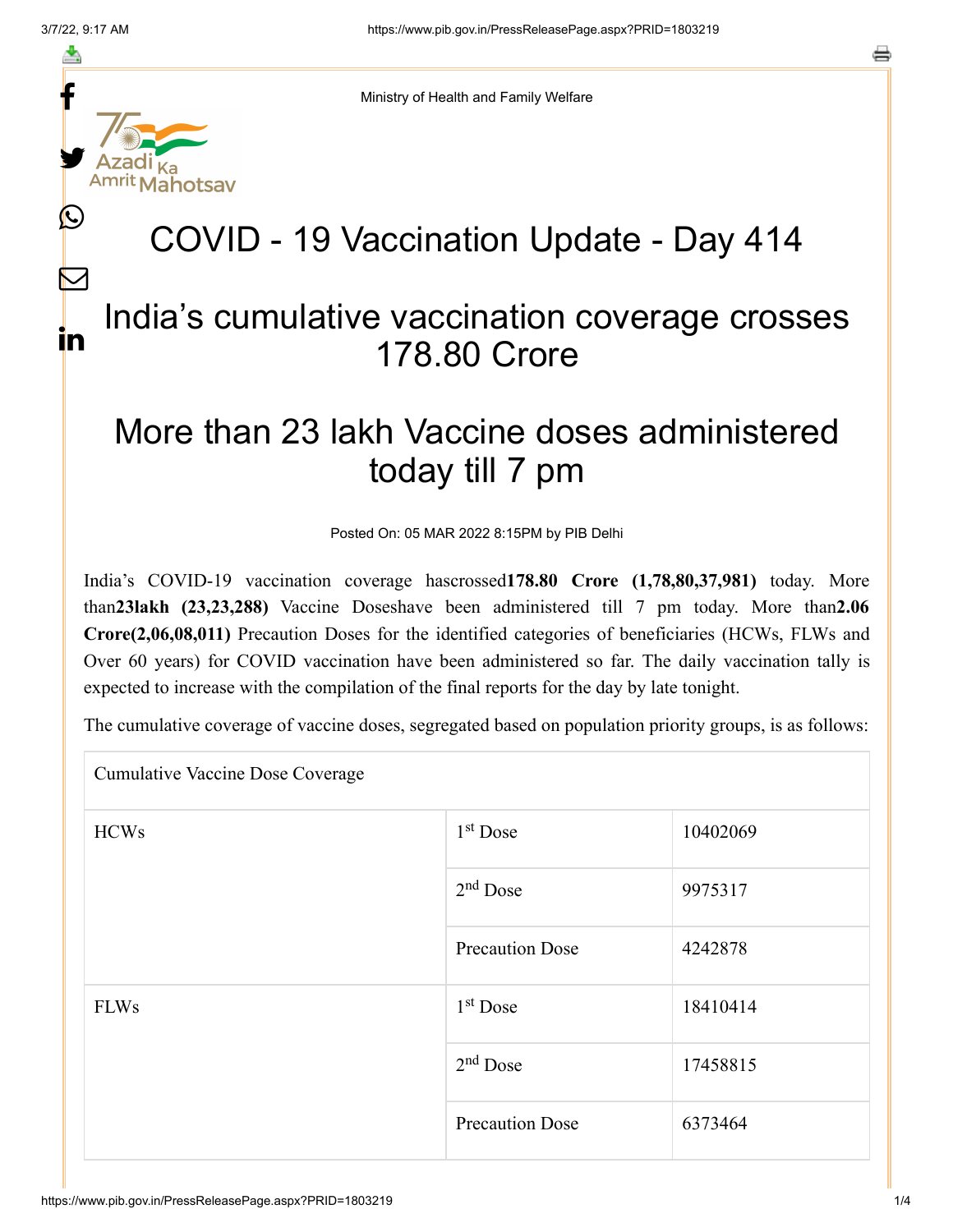Ministry of Health and Family Welfare

# COVID - 19 Vaccination Update - Day 414

## India's cumulative vaccination coverage crosses 178.80 Crore

## More than 23 lakh Vaccine doses administered today till 7 pm

Posted On: 05 MAR 2022 8:15PM by PIB Delhi

India's COVID-19 vaccination coverage hascrossed**178.80 Crore (1,78,80,37,981)** today. More than**23lakh (23,23,288)** Vaccine Doseshave been administered till 7 pm today. More than**2.06 Crore(2,06,08,011)** Precaution Doses for the identified categories of beneficiaries (HCWs, FLWs and Over 60 years) for COVID vaccination have been administered so far. The daily vaccination tally is expected to increase with the compilation of the final reports for the day by late tonight.

The cumulative coverage of vaccine doses, segregated based on population priority groups, is as follows:

| Cumulative Vaccine Dose Coverage | | |
|---|---|---|
| HCWs | 1st Dose | 10402069 |
| | 2nd Dose | 9975317 |
| | Precaution Dose | 4242878 |
| FLWs | 1st Dose | 18410414 |
| | 2nd Dose | 17458815 |
| | Precaution Dose | 6373464 |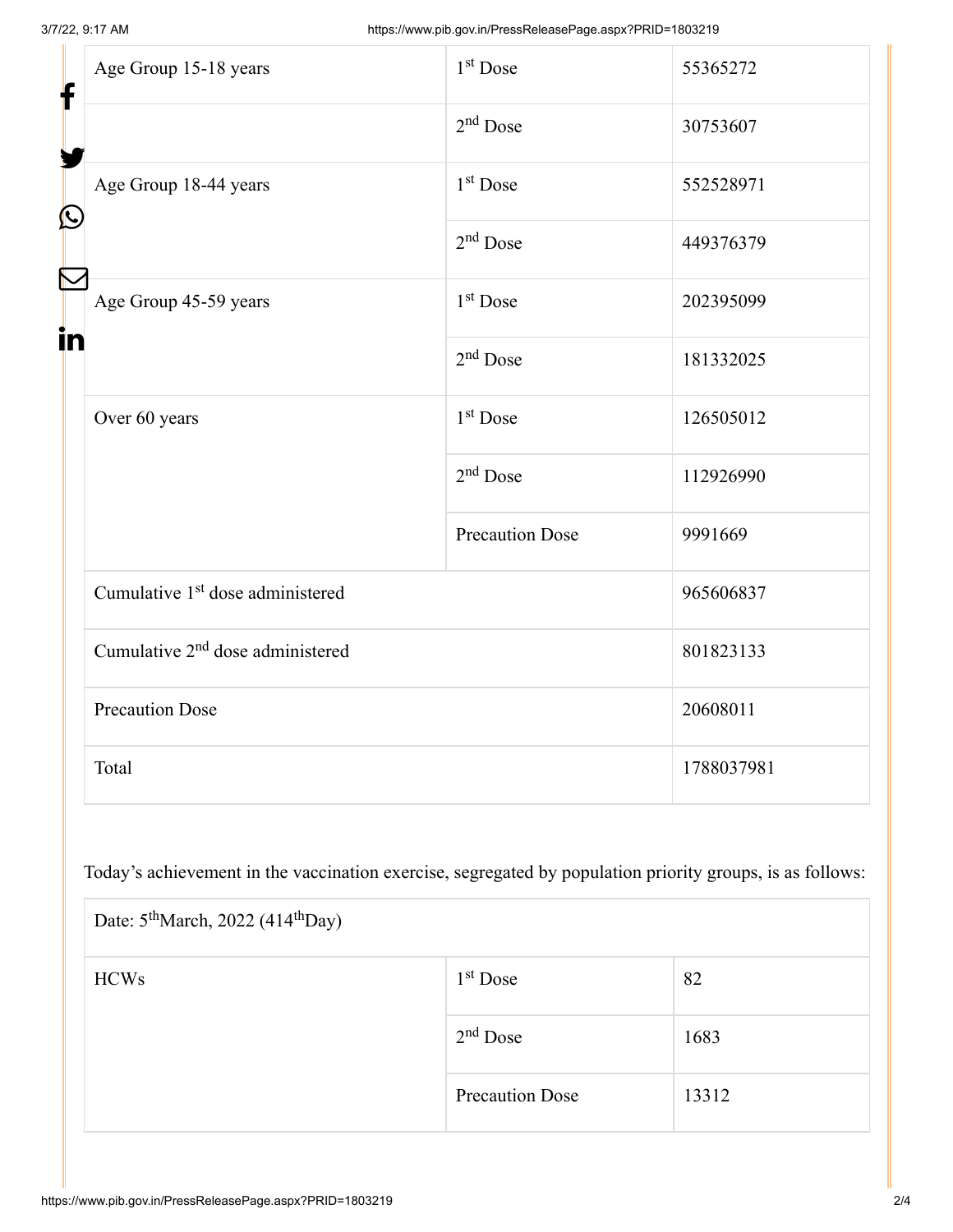| Age Group 15-18 years | 1st Dose | 55365272 |
| --- | --- | --- |
| | 2nd Dose | 30753607 |
| Age Group 18-44 years | 1st Dose | 552528971 |
| | 2nd Dose | 449376379 |
| Age Group 45-59 years | 1st Dose | 202395099 |
| | 2nd Dose | 181332025 |
| Over 60 years | 1st Dose | 126505012 |
| | 2nd Dose | 112926990 |
| | Precaution Dose | 9991669 |
| Cumulative 1st dose administered | | 965606837 |
| Cumulative 2nd dose administered | | 801823133 |
| Precaution Dose | | 20608011 |
| Total | | 1788037981 |

Today's achievement in the vaccination exercise, segregated by population priority groups, is as follows:

| Date: 5th March, 2022 (414th Day) | | |
| --- | --- | --- |
| HCWs | 1st Dose | 82 |
| | 2nd Dose | 1683 |
| | Precaution Dose | 13312 |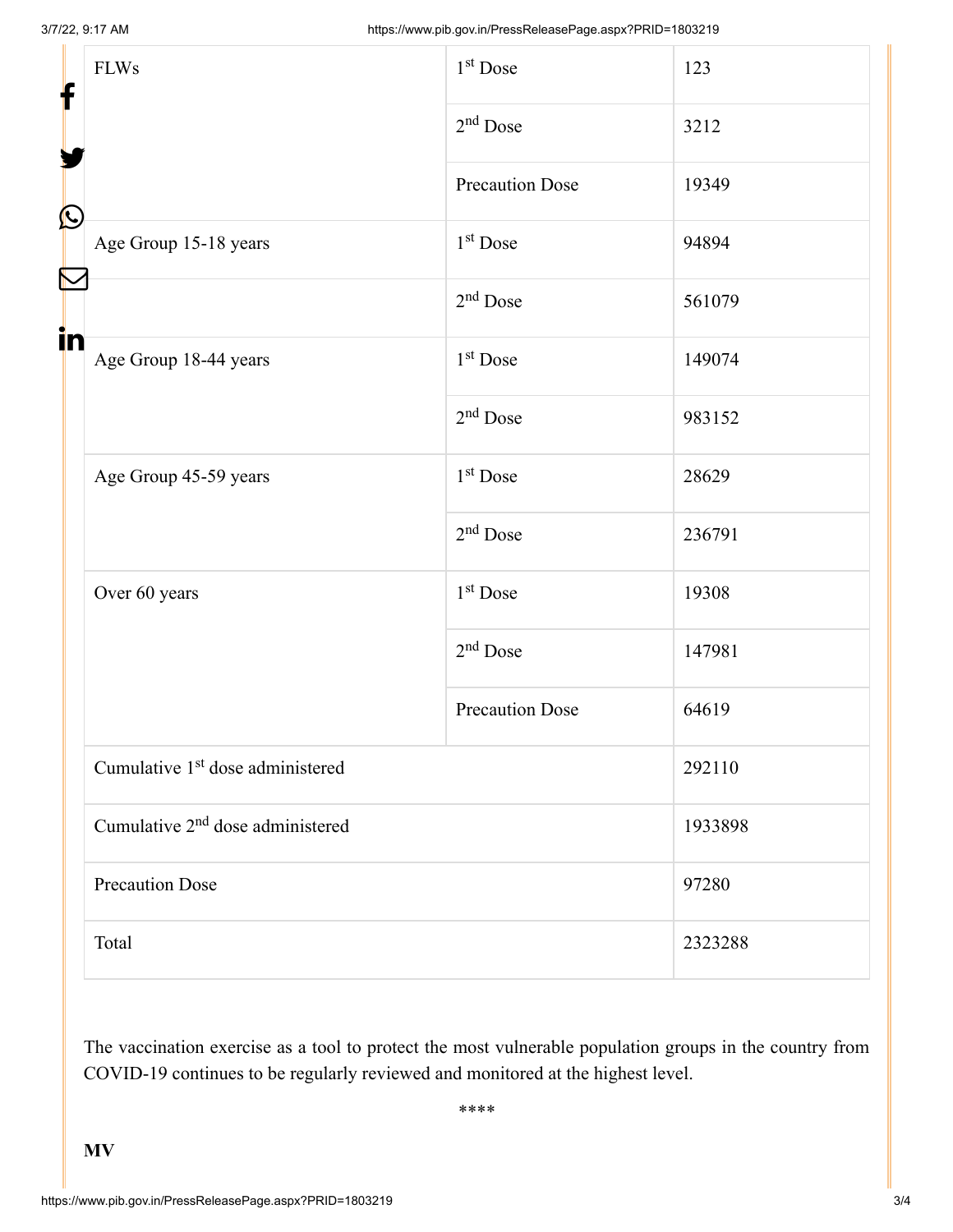| FLWs | 1st Dose | 123 |
|---|---|---|
| | 2nd Dose | 3212 |
| | Precaution Dose | 19349 |
| Age Group 15-18 years | 1st Dose | 94894 |
| | 2nd Dose | 561079 |
| Age Group 18-44 years | 1st Dose | 149074 |
| | 2nd Dose | 983152 |
| Age Group 45-59 years | 1st Dose | 28629 |
| | 2nd Dose | 236791 |
| Over 60 years | 1st Dose | 19308 |
| | 2nd Dose | 147981 |
| | Precaution Dose | 64619 |
| Cumulative 1st dose administered | | 292110 |
| Cumulative 2nd dose administered | | 1933898 |
| Precaution Dose | | 97280 |
| Total | | 2323288 |

The vaccination exercise as a tool to protect the most vulnerable population groups in the country from COVID-19 continues to be regularly reviewed and monitored at the highest level.

****

**MV**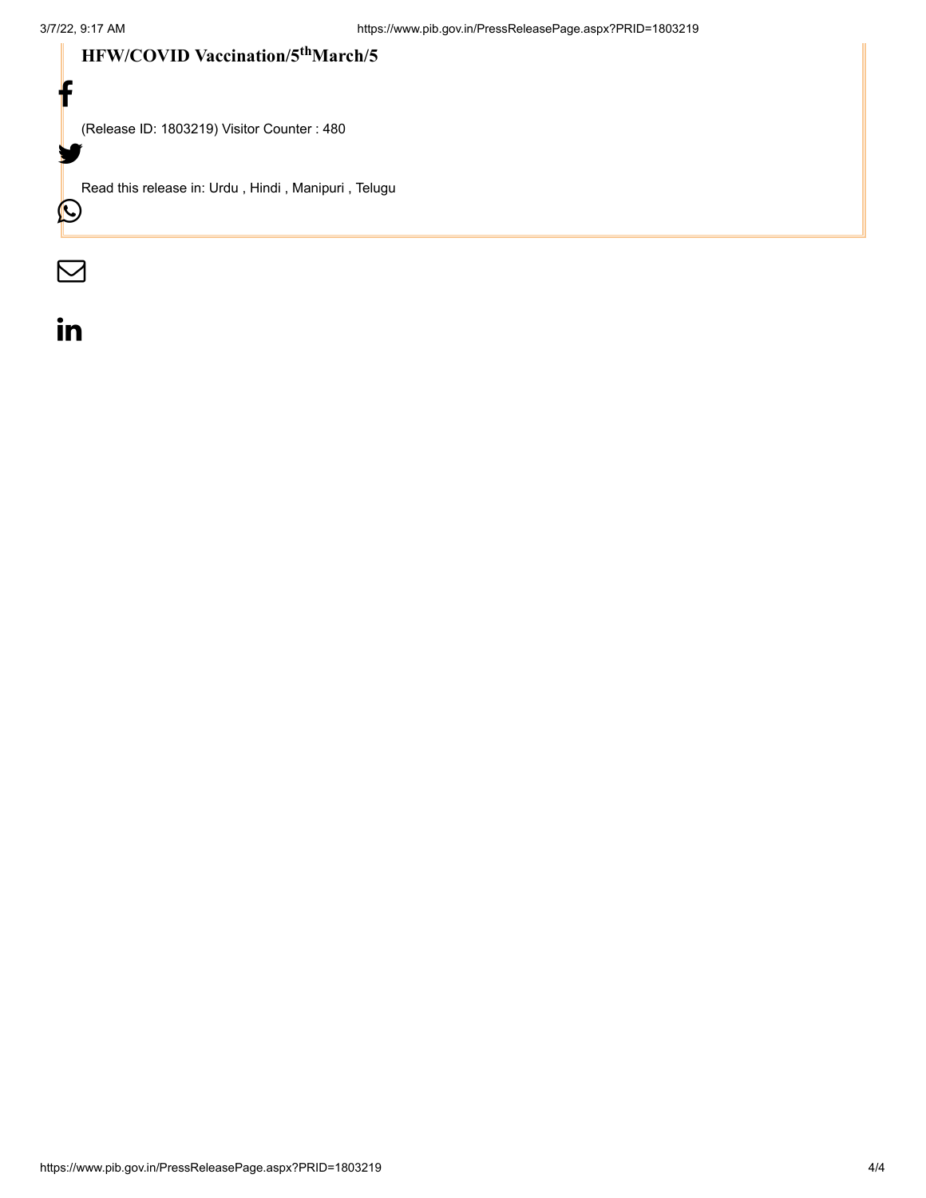**HFW/COVID Vaccination/5$^{th}$March/5**

(Release ID: 1803219) Visitor Counter : 480

Read this release in: Urdu , Hindi , Manipuri , Telugu